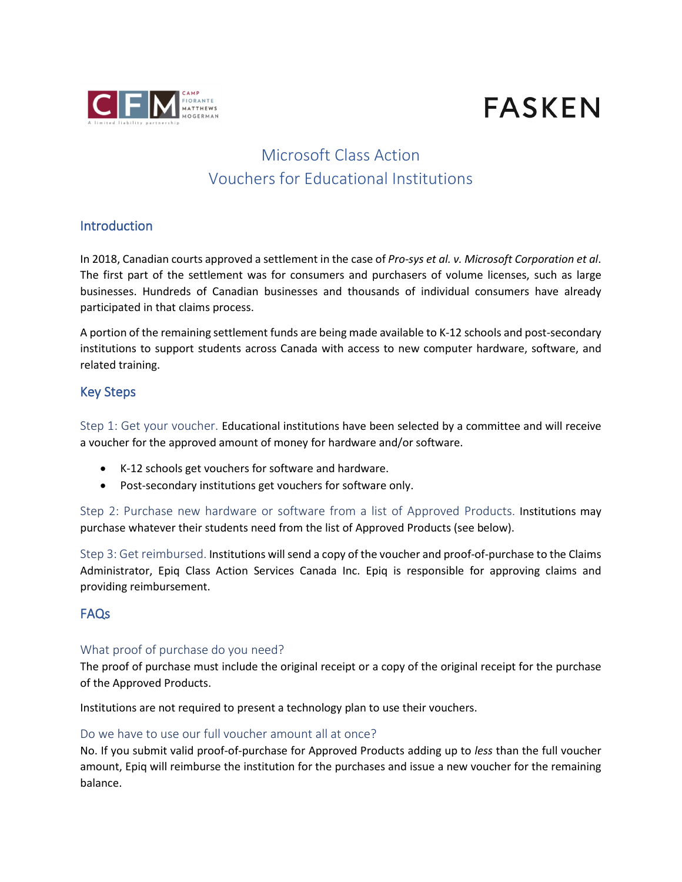# Microsoft Class Action
# Vouchers for Educational Institutions

## Introduction

In 2018, Canadian courts approved a settlement in the case of *Pro-sys et al. v. Microsoft Corporation et al*. The first part of the settlement was for consumers and purchasers of volume licenses, such as large businesses. Hundreds of Canadian businesses and thousands of individual consumers have already participated in that claims process.

A portion of the remaining settlement funds are being made available to K-12 schools and post-secondary institutions to support students across Canada with access to new computer hardware, software, and related training.

## Key Steps

Step 1: Get your voucher. Educational institutions have been selected by a committee and will receive a voucher for the approved amount of money for hardware and/or software.

- K-12 schools get vouchers for software and hardware.
- Post-secondary institutions get vouchers for software only.

Step 2: Purchase new hardware or software from a list of Approved Products. Institutions may purchase whatever their students need from the list of Approved Products (see below).

Step 3: Get reimbursed. Institutions will send a copy of the voucher and proof-of-purchase to the Claims Administrator, Epiq Class Action Services Canada Inc. Epiq is responsible for approving claims and providing reimbursement.

## FAQs

### What proof of purchase do you need?

The proof of purchase must include the original receipt or a copy of the original receipt for the purchase of the Approved Products.

Institutions are not required to present a technology plan to use their vouchers.

### Do we have to use our full voucher amount all at once?

No. If you submit valid proof-of-purchase for Approved Products adding up to *less* than the full voucher amount, Epiq will reimburse the institution for the purchases and issue a new voucher for the remaining balance.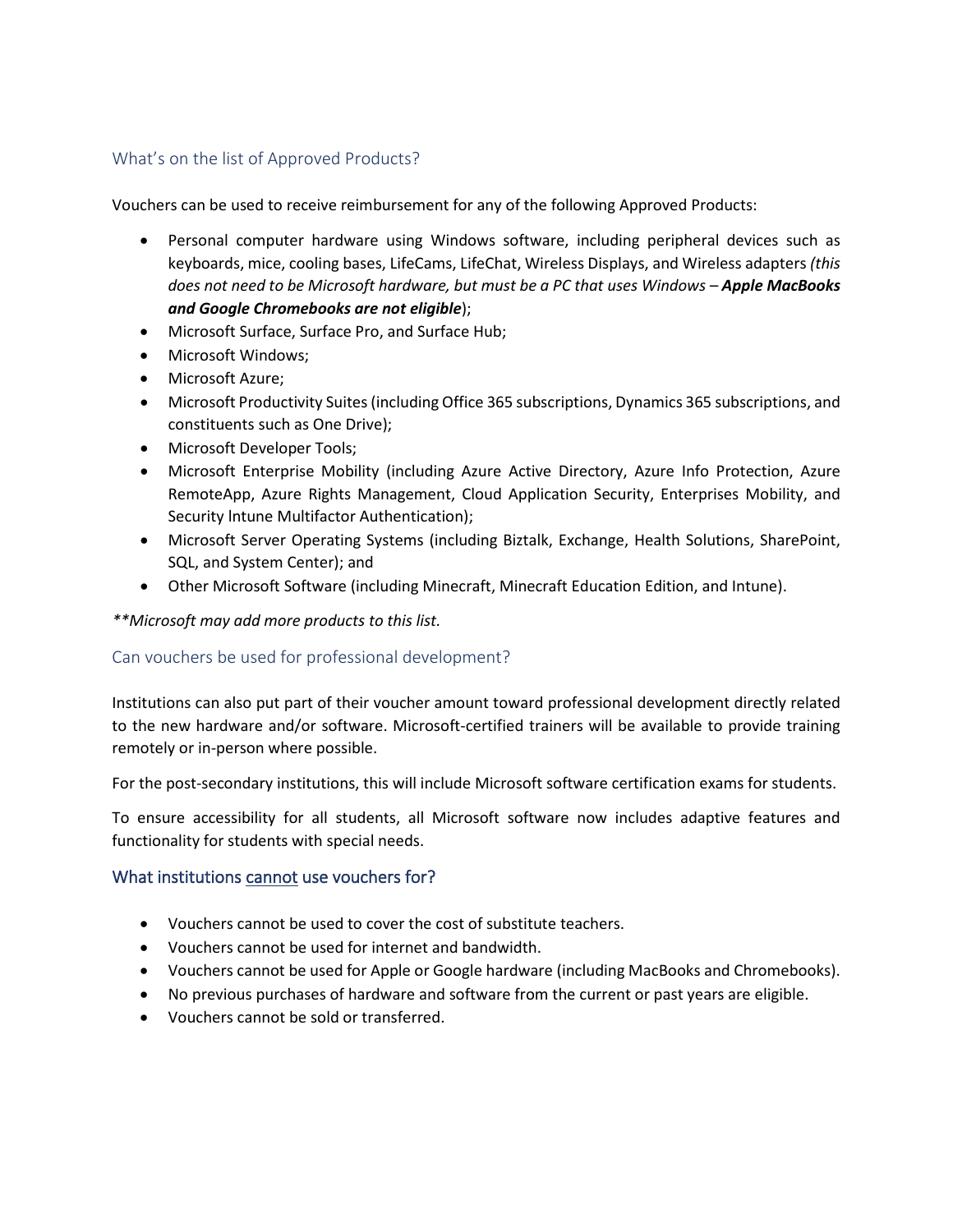## What's on the list of Approved Products?

Vouchers can be used to receive reimbursement for any of the following Approved Products:

- Personal computer hardware using Windows software, including peripheral devices such as keyboards, mice, cooling bases, LifeCams, LifeChat, Wireless Displays, and Wireless adapters *(this does not need to be Microsoft hardware, but must be a PC that uses Windows – **Apple MacBooks and Google Chromebooks are not eligible***);
- Microsoft Surface, Surface Pro, and Surface Hub;
- Microsoft Windows;
- Microsoft Azure;
- Microsoft Productivity Suites (including Office 365 subscriptions, Dynamics 365 subscriptions, and constituents such as One Drive);
- Microsoft Developer Tools;
- Microsoft Enterprise Mobility (including Azure Active Directory, Azure Info Protection, Azure RemoteApp, Azure Rights Management, Cloud Application Security, Enterprises Mobility, and Security lntune Multifactor Authentication);
- Microsoft Server Operating Systems (including Biztalk, Exchange, Health Solutions, SharePoint, SQL, and System Center); and
- Other Microsoft Software (including Minecraft, Minecraft Education Edition, and Intune).

*\*\*Microsoft may add more products to this list.*

## Can vouchers be used for professional development?

Institutions can also put part of their voucher amount toward professional development directly related to the new hardware and/or software. Microsoft-certified trainers will be available to provide training remotely or in-person where possible.

For the post-secondary institutions, this will include Microsoft software certification exams for students.

To ensure accessibility for all students, all Microsoft software now includes adaptive features and functionality for students with special needs.

## What institutions <u>cannot</u> use vouchers for?

- Vouchers cannot be used to cover the cost of substitute teachers.
- Vouchers cannot be used for internet and bandwidth.
- Vouchers cannot be used for Apple or Google hardware (including MacBooks and Chromebooks).
- No previous purchases of hardware and software from the current or past years are eligible.
- Vouchers cannot be sold or transferred.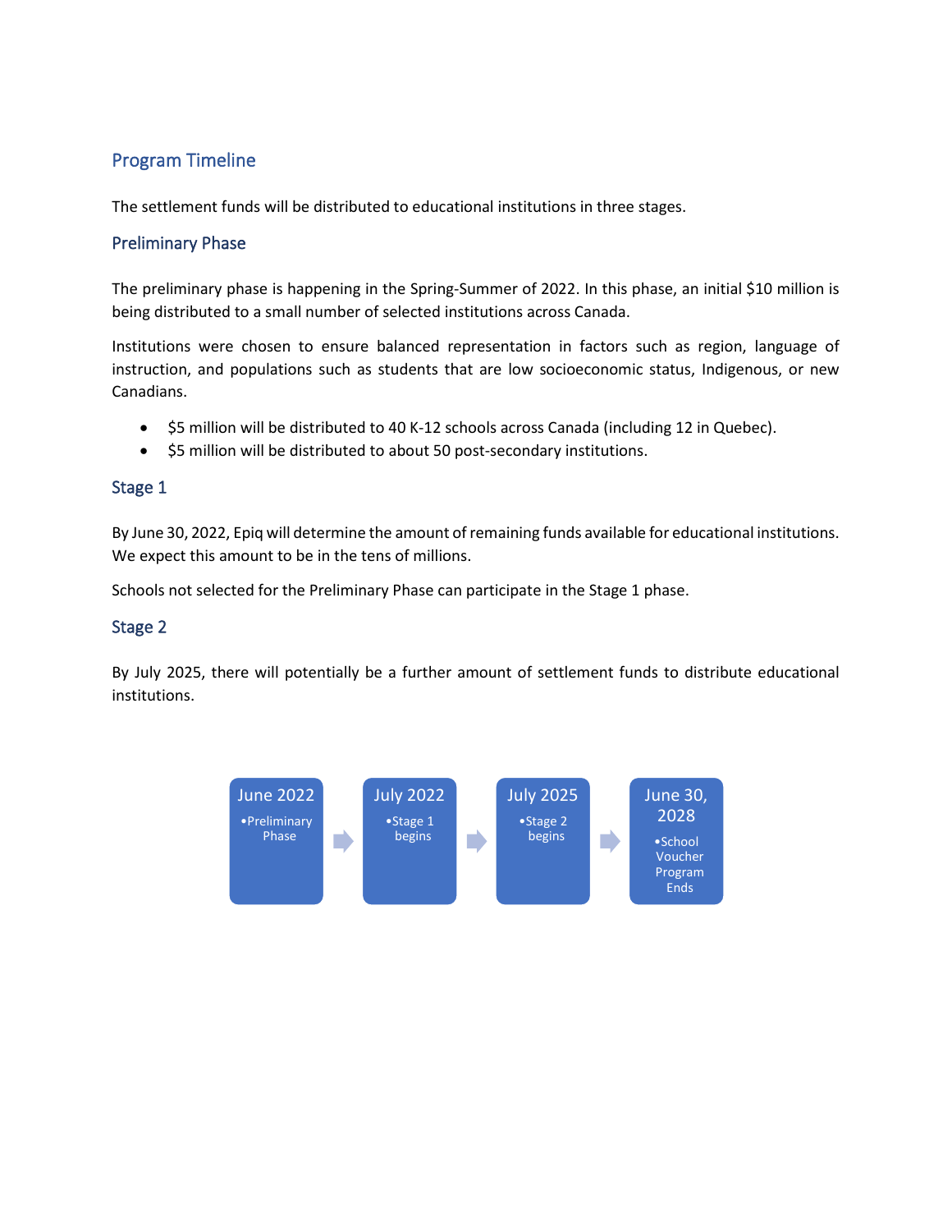## Program Timeline

The settlement funds will be distributed to educational institutions in three stages.

### Preliminary Phase

The preliminary phase is happening in the Spring-Summer of 2022. In this phase, an initial $10 million is being distributed to a small number of selected institutions across Canada.

Institutions were chosen to ensure balanced representation in factors such as region, language of instruction, and populations such as students that are low socioeconomic status, Indigenous, or new Canadians.

- $5 million will be distributed to 40 K-12 schools across Canada (including 12 in Quebec).
- $5 million will be distributed to about 50 post-secondary institutions.

### Stage 1

By June 30, 2022, Epiq will determine the amount of remaining funds available for educational institutions. We expect this amount to be in the tens of millions.

Schools not selected for the Preliminary Phase can participate in the Stage 1 phase.

### Stage 2

By July 2025, there will potentially be a further amount of settlement funds to distribute educational institutions.

June 2022
- Preliminary Phase

July 2022
- Stage 1 begins

July 2025
- Stage 2 begins

June 30, 2028
- School Voucher Program Ends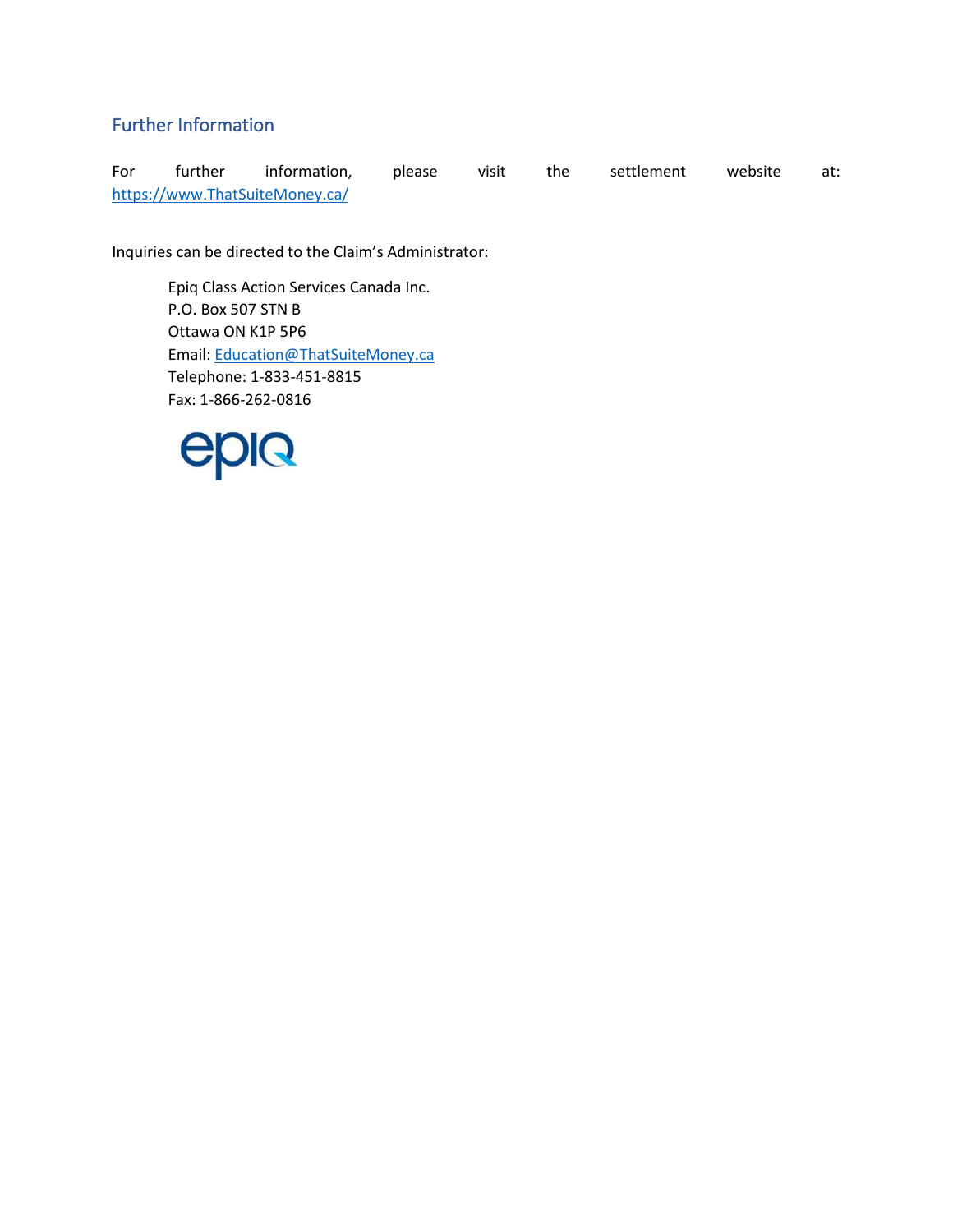## Further Information

For further information, please visit the settlement website at: https://www.ThatSuiteMoney.ca/

Inquiries can be directed to the Claim's Administrator:

Epiq Class Action Services Canada Inc.
P.O. Box 507 STN B
Ottawa ON K1P 5P6
Email: Education@ThatSuiteMoney.ca
Telephone: 1-833-451-8815
Fax: 1-866-262-0816

epiq